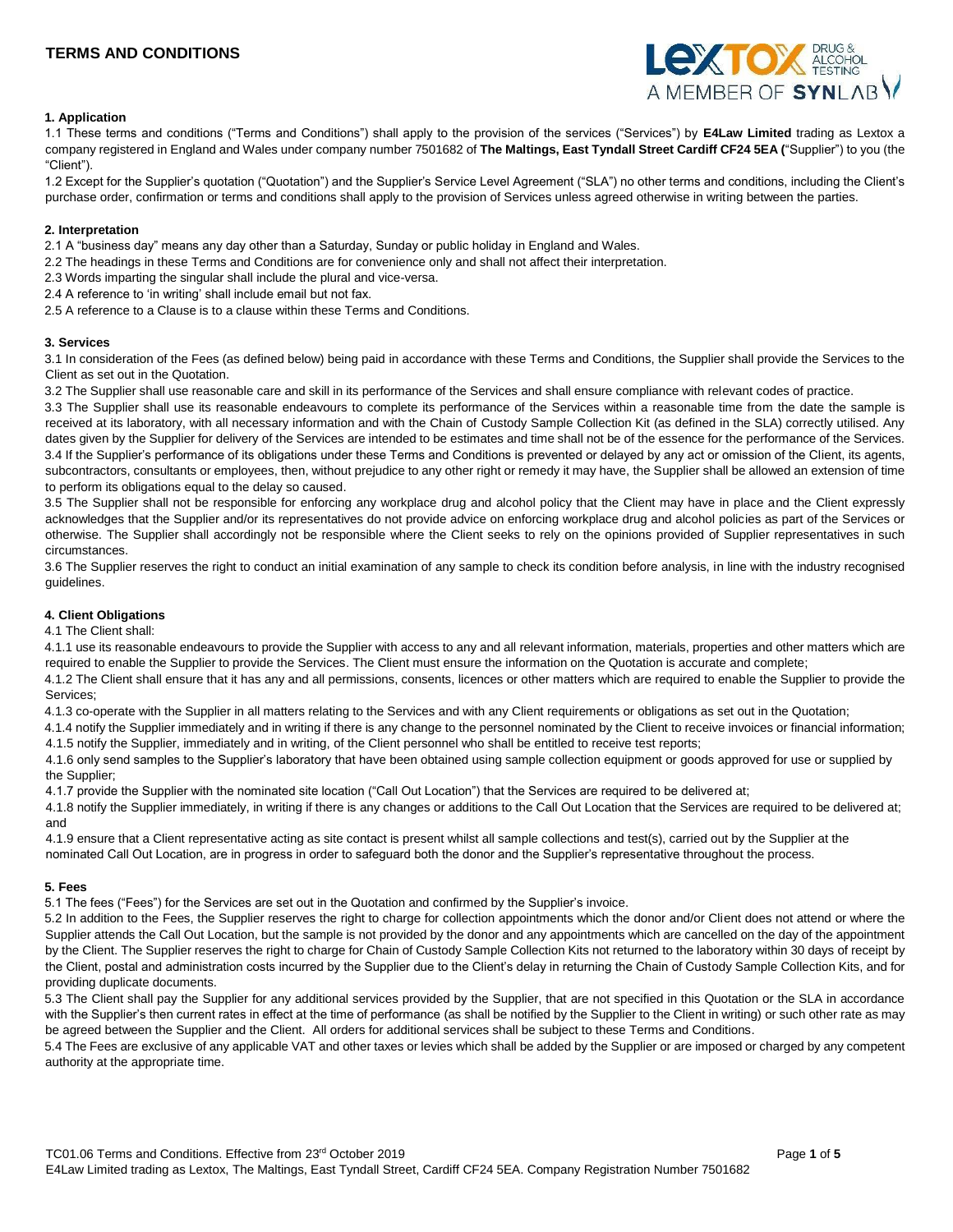# TERMS AND CONDITIONS

### 1. Application

1.1 These terms and conditions ("Terms and Conditions") shall apply to the provision of the services ("Services") by **E4Law Limited** trading as Lextox a company registered in England and Wales under company number 7501682 of **The Maltings, East Tyndall Street Cardiff CF24 5EA (**"Supplier") to you (the "Client").

1.2 Except for the Supplier's quotation ("Quotation") and the Supplier's Service Level Agreement ("SLA") no other terms and conditions, including the Client's purchase order, confirmation or terms and conditions shall apply to the provision of Services unless agreed otherwise in writing between the parties.

### 2. Interpretation

2.1 A "business day" means any day other than a Saturday, Sunday or public holiday in England and Wales.

2.2 The headings in these Terms and Conditions are for convenience only and shall not affect their interpretation.

2.3 Words imparting the singular shall include the plural and vice-versa.

2.4 A reference to 'in writing' shall include email but not fax.

2.5 A reference to a Clause is to a clause within these Terms and Conditions.

### 3. Services

3.1 In consideration of the Fees (as defined below) being paid in accordance with these Terms and Conditions, the Supplier shall provide the Services to the Client as set out in the Quotation.

3.2 The Supplier shall use reasonable care and skill in its performance of the Services and shall ensure compliance with relevant codes of practice.

3.3 The Supplier shall use its reasonable endeavours to complete its performance of the Services within a reasonable time from the date the sample is received at its laboratory, with all necessary information and with the Chain of Custody Sample Collection Kit (as defined in the SLA) correctly utilised. Any dates given by the Supplier for delivery of the Services are intended to be estimates and time shall not be of the essence for the performance of the Services.

3.4 If the Supplier's performance of its obligations under these Terms and Conditions is prevented or delayed by any act or omission of the Client, its agents, subcontractors, consultants or employees, then, without prejudice to any other right or remedy it may have, the Supplier shall be allowed an extension of time to perform its obligations equal to the delay so caused.

3.5 The Supplier shall not be responsible for enforcing any workplace drug and alcohol policy that the Client may have in place and the Client expressly acknowledges that the Supplier and/or its representatives do not provide advice on enforcing workplace drug and alcohol policies as part of the Services or otherwise. The Supplier shall accordingly not be responsible where the Client seeks to rely on the opinions provided of Supplier representatives in such circumstances.

3.6 The Supplier reserves the right to conduct an initial examination of any sample to check its condition before analysis, in line with the industry recognised guidelines.

### 4. Client Obligations

4.1 The Client shall:

4.1.1 use its reasonable endeavours to provide the Supplier with access to any and all relevant information, materials, properties and other matters which are required to enable the Supplier to provide the Services. The Client must ensure the information on the Quotation is accurate and complete;

4.1.2 The Client shall ensure that it has any and all permissions, consents, licences or other matters which are required to enable the Supplier to provide the Services;

4.1.3 co-operate with the Supplier in all matters relating to the Services and with any Client requirements or obligations as set out in the Quotation;

4.1.4 notify the Supplier immediately and in writing if there is any change to the personnel nominated by the Client to receive invoices or financial information;

4.1.5 notify the Supplier, immediately and in writing, of the Client personnel who shall be entitled to receive test reports;

4.1.6 only send samples to the Supplier's laboratory that have been obtained using sample collection equipment or goods approved for use or supplied by the Supplier;

4.1.7 provide the Supplier with the nominated site location ("Call Out Location") that the Services are required to be delivered at;

4.1.8 notify the Supplier immediately, in writing if there is any changes or additions to the Call Out Location that the Services are required to be delivered at; and

4.1.9 ensure that a Client representative acting as site contact is present whilst all sample collections and test(s), carried out by the Supplier at the nominated Call Out Location, are in progress in order to safeguard both the donor and the Supplier's representative throughout the process.

### 5. Fees

5.1 The fees ("Fees") for the Services are set out in the Quotation and confirmed by the Supplier's invoice.

5.2 In addition to the Fees, the Supplier reserves the right to charge for collection appointments which the donor and/or Client does not attend or where the Supplier attends the Call Out Location, but the sample is not provided by the donor and any appointments which are cancelled on the day of the appointment by the Client. The Supplier reserves the right to charge for Chain of Custody Sample Collection Kits not returned to the laboratory within 30 days of receipt by the Client, postal and administration costs incurred by the Supplier due to the Client's delay in returning the Chain of Custody Sample Collection Kits, and for providing duplicate documents.

5.3 The Client shall pay the Supplier for any additional services provided by the Supplier, that are not specified in this Quotation or the SLA in accordance with the Supplier's then current rates in effect at the time of performance (as shall be notified by the Supplier to the Client in writing) or such other rate as may be agreed between the Supplier and the Client. All orders for additional services shall be subject to these Terms and Conditions.

5.4 The Fees are exclusive of any applicable VAT and other taxes or levies which shall be added by the Supplier or are imposed or charged by any competent authority at the appropriate time.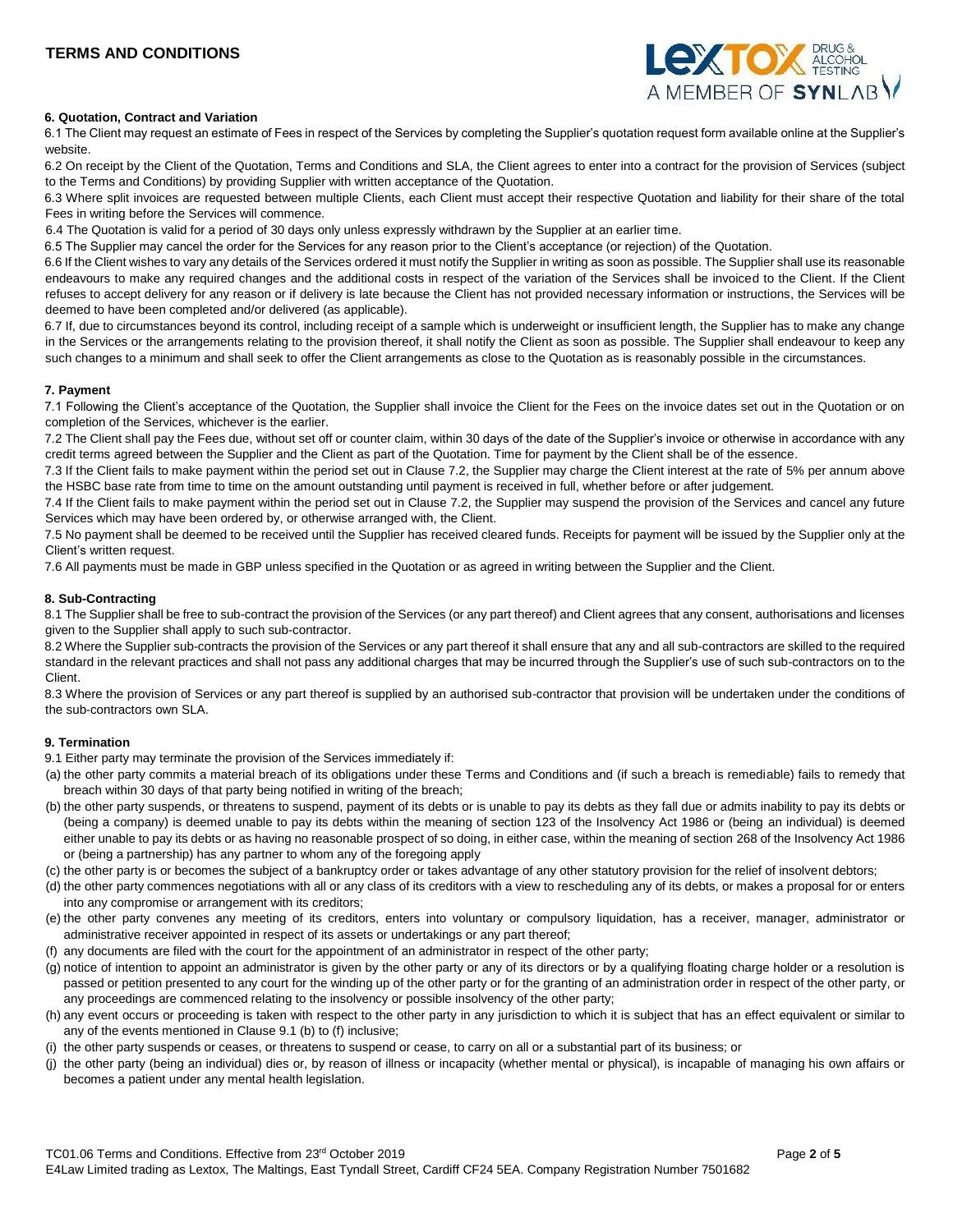### 6. Quotation, Contract and Variation

6.1 The Client may request an estimate of Fees in respect of the Services by completing the Supplier's quotation request form available online at the Supplier's website.

6.2 On receipt by the Client of the Quotation, Terms and Conditions and SLA, the Client agrees to enter into a contract for the provision of Services (subject to the Terms and Conditions) by providing Supplier with written acceptance of the Quotation.

6.3 Where split invoices are requested between multiple Clients, each Client must accept their respective Quotation and liability for their share of the total Fees in writing before the Services will commence.

6.4 The Quotation is valid for a period of 30 days only unless expressly withdrawn by the Supplier at an earlier time.

6.5 The Supplier may cancel the order for the Services for any reason prior to the Client's acceptance (or rejection) of the Quotation.

6.6 If the Client wishes to vary any details of the Services ordered it must notify the Supplier in writing as soon as possible. The Supplier shall use its reasonable endeavours to make any required changes and the additional costs in respect of the variation of the Services shall be invoiced to the Client. If the Client refuses to accept delivery for any reason or if delivery is late because the Client has not provided necessary information or instructions, the Services will be deemed to have been completed and/or delivered (as applicable).

6.7 If, due to circumstances beyond its control, including receipt of a sample which is underweight or insufficient length, the Supplier has to make any change in the Services or the arrangements relating to the provision thereof, it shall notify the Client as soon as possible. The Supplier shall endeavour to keep any such changes to a minimum and shall seek to offer the Client arrangements as close to the Quotation as is reasonably possible in the circumstances.

### 7. Payment

7.1 Following the Client's acceptance of the Quotation, the Supplier shall invoice the Client for the Fees on the invoice dates set out in the Quotation or on completion of the Services, whichever is the earlier.

7.2 The Client shall pay the Fees due, without set off or counter claim, within 30 days of the date of the Supplier's invoice or otherwise in accordance with any credit terms agreed between the Supplier and the Client as part of the Quotation. Time for payment by the Client shall be of the essence.

7.3 If the Client fails to make payment within the period set out in Clause 7.2, the Supplier may charge the Client interest at the rate of 5% per annum above the HSBC base rate from time to time on the amount outstanding until payment is received in full, whether before or after judgement.

7.4 If the Client fails to make payment within the period set out in Clause 7.2, the Supplier may suspend the provision of the Services and cancel any future Services which may have been ordered by, or otherwise arranged with, the Client.

7.5 No payment shall be deemed to be received until the Supplier has received cleared funds. Receipts for payment will be issued by the Supplier only at the Client's written request.

7.6 All payments must be made in GBP unless specified in the Quotation or as agreed in writing between the Supplier and the Client.

### 8. Sub-Contracting

8.1 The Supplier shall be free to sub-contract the provision of the Services (or any part thereof) and Client agrees that any consent, authorisations and licenses given to the Supplier shall apply to such sub-contractor.

8.2 Where the Supplier sub-contracts the provision of the Services or any part thereof it shall ensure that any and all sub-contractors are skilled to the required standard in the relevant practices and shall not pass any additional charges that may be incurred through the Supplier's use of such sub-contractors on to the Client.

8.3 Where the provision of Services or any part thereof is supplied by an authorised sub-contractor that provision will be undertaken under the conditions of the sub-contractors own SLA.

### 9. Termination

9.1 Either party may terminate the provision of the Services immediately if:

(a) the other party commits a material breach of its obligations under these Terms and Conditions and (if such a breach is remediable) fails to remedy that breach within 30 days of that party being notified in writing of the breach;

(b) the other party suspends, or threatens to suspend, payment of its debts or is unable to pay its debts as they fall due or admits inability to pay its debts or (being a company) is deemed unable to pay its debts within the meaning of section 123 of the Insolvency Act 1986 or (being an individual) is deemed either unable to pay its debts or as having no reasonable prospect of so doing, in either case, within the meaning of section 268 of the Insolvency Act 1986 or (being a partnership) has any partner to whom any of the foregoing apply

(c) the other party is or becomes the subject of a bankruptcy order or takes advantage of any other statutory provision for the relief of insolvent debtors;

(d) the other party commences negotiations with all or any class of its creditors with a view to rescheduling any of its debts, or makes a proposal for or enters into any compromise or arrangement with its creditors;

(e) the other party convenes any meeting of its creditors, enters into voluntary or compulsory liquidation, has a receiver, manager, administrator or administrative receiver appointed in respect of its assets or undertakings or any part thereof;

(f) any documents are filed with the court for the appointment of an administrator in respect of the other party;

(g) notice of intention to appoint an administrator is given by the other party or any of its directors or by a qualifying floating charge holder or a resolution is passed or petition presented to any court for the winding up of the other party or for the granting of an administration order in respect of the other party, or any proceedings are commenced relating to the insolvency or possible insolvency of the other party;

(h) any event occurs or proceeding is taken with respect to the other party in any jurisdiction to which it is subject that has an effect equivalent or similar to any of the events mentioned in Clause 9.1 (b) to (f) inclusive;

(i) the other party suspends or ceases, or threatens to suspend or cease, to carry on all or a substantial part of its business; or

(j) the other party (being an individual) dies or, by reason of illness or incapacity (whether mental or physical), is incapable of managing his own affairs or becomes a patient under any mental health legislation.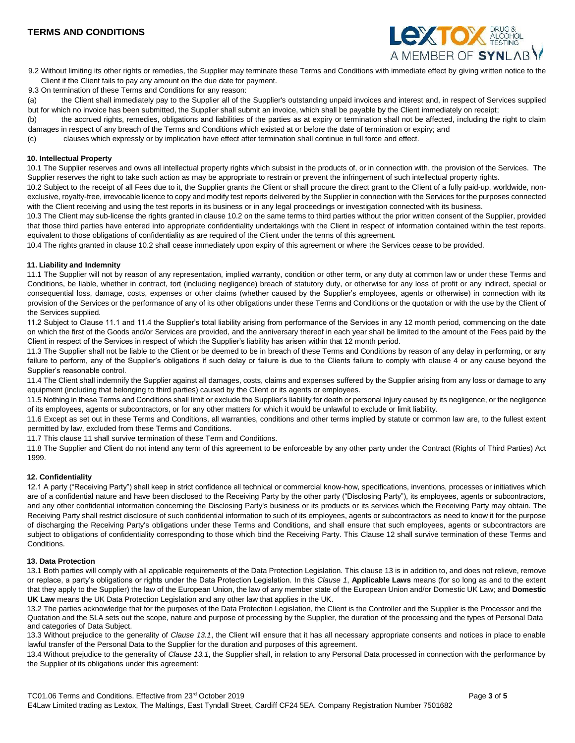9.2 Without limiting its other rights or remedies, the Supplier may terminate these Terms and Conditions with immediate effect by giving written notice to the Client if the Client fails to pay any amount on the due date for payment.

9.3 On termination of these Terms and Conditions for any reason:

(a) the Client shall immediately pay to the Supplier all of the Supplier's outstanding unpaid invoices and interest and, in respect of Services supplied but for which no invoice has been submitted, the Supplier shall submit an invoice, which shall be payable by the Client immediately on receipt;

(b) the accrued rights, remedies, obligations and liabilities of the parties as at expiry or termination shall not be affected, including the right to claim damages in respect of any breach of the Terms and Conditions which existed at or before the date of termination or expiry; and

(c) clauses which expressly or by implication have effect after termination shall continue in full force and effect.

**10. Intellectual Property**

10.1 The Supplier reserves and owns all intellectual property rights which subsist in the products of, or in connection with, the provision of the Services. The Supplier reserves the right to take such action as may be appropriate to restrain or prevent the infringement of such intellectual property rights.

10.2 Subject to the receipt of all Fees due to it, the Supplier grants the Client or shall procure the direct grant to the Client of a fully paid-up, worldwide, non-exclusive, royalty-free, irrevocable licence to copy and modify test reports delivered by the Supplier in connection with the Services for the purposes connected with the Client receiving and using the test reports in its business or in any legal proceedings or investigation connected with its business.

10.3 The Client may sub-license the rights granted in clause 10.2 on the same terms to third parties without the prior written consent of the Supplier, provided that those third parties have entered into appropriate confidentiality undertakings with the Client in respect of information contained within the test reports, equivalent to those obligations of confidentiality as are required of the Client under the terms of this agreement.

10.4 The rights granted in clause 10.2 shall cease immediately upon expiry of this agreement or where the Services cease to be provided.

**11. Liability and Indemnity**

11.1 The Supplier will not by reason of any representation, implied warranty, condition or other term, or any duty at common law or under these Terms and Conditions, be liable, whether in contract, tort (including negligence) breach of statutory duty, or otherwise for any loss of profit or any indirect, special or consequential loss, damage, costs, expenses or other claims (whether caused by the Supplier's employees, agents or otherwise) in connection with its provision of the Services or the performance of any of its other obligations under these Terms and Conditions or the quotation or with the use by the Client of the Services supplied.

11.2 Subject to Clause 11.1 and 11.4 the Supplier's total liability arising from performance of the Services in any 12 month period, commencing on the date on which the first of the Goods and/or Services are provided, and the anniversary thereof in each year shall be limited to the amount of the Fees paid by the Client in respect of the Services in respect of which the Supplier's liability has arisen within that 12 month period.

11.3 The Supplier shall not be liable to the Client or be deemed to be in breach of these Terms and Conditions by reason of any delay in performing, or any failure to perform, any of the Supplier's obligations if such delay or failure is due to the Clients failure to comply with clause 4 or any cause beyond the Supplier's reasonable control.

11.4 The Client shall indemnify the Supplier against all damages, costs, claims and expenses suffered by the Supplier arising from any loss or damage to any equipment (including that belonging to third parties) caused by the Client or its agents or employees.

11.5 Nothing in these Terms and Conditions shall limit or exclude the Supplier's liability for death or personal injury caused by its negligence, or the negligence of its employees, agents or subcontractors, or for any other matters for which it would be unlawful to exclude or limit liability.

11.6 Except as set out in these Terms and Conditions, all warranties, conditions and other terms implied by statute or common law are, to the fullest extent permitted by law, excluded from these Terms and Conditions.

11.7 This clause 11 shall survive termination of these Term and Conditions.

11.8 The Supplier and Client do not intend any term of this agreement to be enforceable by any other party under the Contract (Rights of Third Parties) Act 1999.

**12. Confidentiality**

12.1 A party ("Receiving Party") shall keep in strict confidence all technical or commercial know-how, specifications, inventions, processes or initiatives which are of a confidential nature and have been disclosed to the Receiving Party by the other party ("Disclosing Party"), its employees, agents or subcontractors, and any other confidential information concerning the Disclosing Party's business or its products or its services which the Receiving Party may obtain. The Receiving Party shall restrict disclosure of such confidential information to such of its employees, agents or subcontractors as need to know it for the purpose of discharging the Receiving Party's obligations under these Terms and Conditions, and shall ensure that such employees, agents or subcontractors are subject to obligations of confidentiality corresponding to those which bind the Receiving Party. This Clause 12 shall survive termination of these Terms and Conditions.

**13. Data Protection**

13.1 Both parties will comply with all applicable requirements of the Data Protection Legislation. This clause 13 is in addition to, and does not relieve, remove or replace, a party's obligations or rights under the Data Protection Legislation. In this *Clause 1*, **Applicable Laws** means (for so long as and to the extent that they apply to the Supplier) the law of the European Union, the law of any member state of the European Union and/or Domestic UK Law; and **Domestic UK Law** means the UK Data Protection Legislation and any other law that applies in the UK.

13.2 The parties acknowledge that for the purposes of the Data Protection Legislation, the Client is the Controller and the Supplier is the Processor and the Quotation and the SLA sets out the scope, nature and purpose of processing by the Supplier, the duration of the processing and the types of Personal Data and categories of Data Subject.

13.3 Without prejudice to the generality of *Clause 13.1*, the Client will ensure that it has all necessary appropriate consents and notices in place to enable lawful transfer of the Personal Data to the Supplier for the duration and purposes of this agreement.

13.4 Without prejudice to the generality of *Clause 13.1*, the Supplier shall, in relation to any Personal Data processed in connection with the performance by the Supplier of its obligations under this agreement: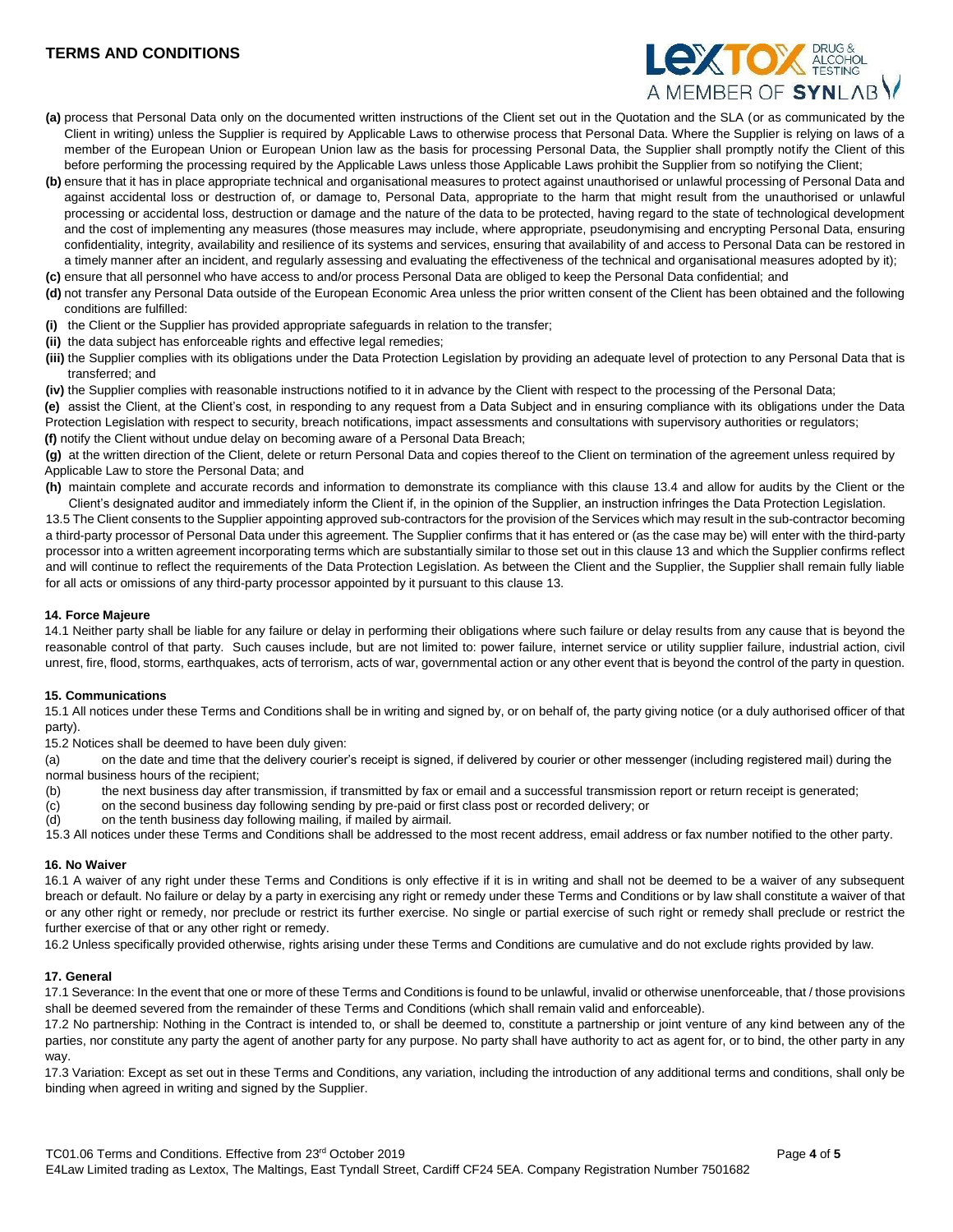**(a)** process that Personal Data only on the documented written instructions of the Client set out in the Quotation and the SLA (or as communicated by the Client in writing) unless the Supplier is required by Applicable Laws to otherwise process that Personal Data. Where the Supplier is relying on laws of a member of the European Union or European Union law as the basis for processing Personal Data, the Supplier shall promptly notify the Client of this before performing the processing required by the Applicable Laws unless those Applicable Laws prohibit the Supplier from so notifying the Client;

**(b)** ensure that it has in place appropriate technical and organisational measures to protect against unauthorised or unlawful processing of Personal Data and against accidental loss or destruction of, or damage to, Personal Data, appropriate to the harm that might result from the unauthorised or unlawful processing or accidental loss, destruction or damage and the nature of the data to be protected, having regard to the state of technological development and the cost of implementing any measures (those measures may include, where appropriate, pseudonymising and encrypting Personal Data, ensuring confidentiality, integrity, availability and resilience of its systems and services, ensuring that availability of and access to Personal Data can be restored in a timely manner after an incident, and regularly assessing and evaluating the effectiveness of the technical and organisational measures adopted by it);

**(c)** ensure that all personnel who have access to and/or process Personal Data are obliged to keep the Personal Data confidential; and

**(d)** not transfer any Personal Data outside of the European Economic Area unless the prior written consent of the Client has been obtained and the following conditions are fulfilled:

**(i)** the Client or the Supplier has provided appropriate safeguards in relation to the transfer;

**(ii)** the data subject has enforceable rights and effective legal remedies;

**(iii)** the Supplier complies with its obligations under the Data Protection Legislation by providing an adequate level of protection to any Personal Data that is transferred; and

**(iv)** the Supplier complies with reasonable instructions notified to it in advance by the Client with respect to the processing of the Personal Data;

**(e)** assist the Client, at the Client's cost, in responding to any request from a Data Subject and in ensuring compliance with its obligations under the Data Protection Legislation with respect to security, breach notifications, impact assessments and consultations with supervisory authorities or regulators;

**(f)** notify the Client without undue delay on becoming aware of a Personal Data Breach;

**(g)** at the written direction of the Client, delete or return Personal Data and copies thereof to the Client on termination of the agreement unless required by Applicable Law to store the Personal Data; and

**(h)** maintain complete and accurate records and information to demonstrate its compliance with this clause 13.4 and allow for audits by the Client or the Client's designated auditor and immediately inform the Client if, in the opinion of the Supplier, an instruction infringes the Data Protection Legislation.

13.5 The Client consents to the Supplier appointing approved sub-contractors for the provision of the Services which may result in the sub-contractor becoming a third-party processor of Personal Data under this agreement. The Supplier confirms that it has entered or (as the case may be) will enter with the third-party processor into a written agreement incorporating terms which are substantially similar to those set out in this clause 13 and which the Supplier confirms reflect and will continue to reflect the requirements of the Data Protection Legislation. As between the Client and the Supplier, the Supplier shall remain fully liable for all acts or omissions of any third-party processor appointed by it pursuant to this clause 13.

**14. Force Majeure**

14.1 Neither party shall be liable for any failure or delay in performing their obligations where such failure or delay results from any cause that is beyond the reasonable control of that party. Such causes include, but are not limited to: power failure, internet service or utility supplier failure, industrial action, civil unrest, fire, flood, storms, earthquakes, acts of terrorism, acts of war, governmental action or any other event that is beyond the control of the party in question.

**15. Communications**

15.1 All notices under these Terms and Conditions shall be in writing and signed by, or on behalf of, the party giving notice (or a duly authorised officer of that party).

15.2 Notices shall be deemed to have been duly given:

(a) on the date and time that the delivery courier's receipt is signed, if delivered by courier or other messenger (including registered mail) during the normal business hours of the recipient;

(b) the next business day after transmission, if transmitted by fax or email and a successful transmission report or return receipt is generated;

(c) on the second business day following sending by pre-paid or first class post or recorded delivery; or

(d) on the tenth business day following mailing, if mailed by airmail.

15.3 All notices under these Terms and Conditions shall be addressed to the most recent address, email address or fax number notified to the other party.

**16. No Waiver**

16.1 A waiver of any right under these Terms and Conditions is only effective if it is in writing and shall not be deemed to be a waiver of any subsequent breach or default. No failure or delay by a party in exercising any right or remedy under these Terms and Conditions or by law shall constitute a waiver of that or any other right or remedy, nor preclude or restrict its further exercise. No single or partial exercise of such right or remedy shall preclude or restrict the further exercise of that or any other right or remedy.

16.2 Unless specifically provided otherwise, rights arising under these Terms and Conditions are cumulative and do not exclude rights provided by law.

**17. General**

17.1 Severance: In the event that one or more of these Terms and Conditions is found to be unlawful, invalid or otherwise unenforceable, that / those provisions shall be deemed severed from the remainder of these Terms and Conditions (which shall remain valid and enforceable).

17.2 No partnership: Nothing in the Contract is intended to, or shall be deemed to, constitute a partnership or joint venture of any kind between any of the parties, nor constitute any party the agent of another party for any purpose. No party shall have authority to act as agent for, or to bind, the other party in any way.

17.3 Variation: Except as set out in these Terms and Conditions, any variation, including the introduction of any additional terms and conditions, shall only be binding when agreed in writing and signed by the Supplier.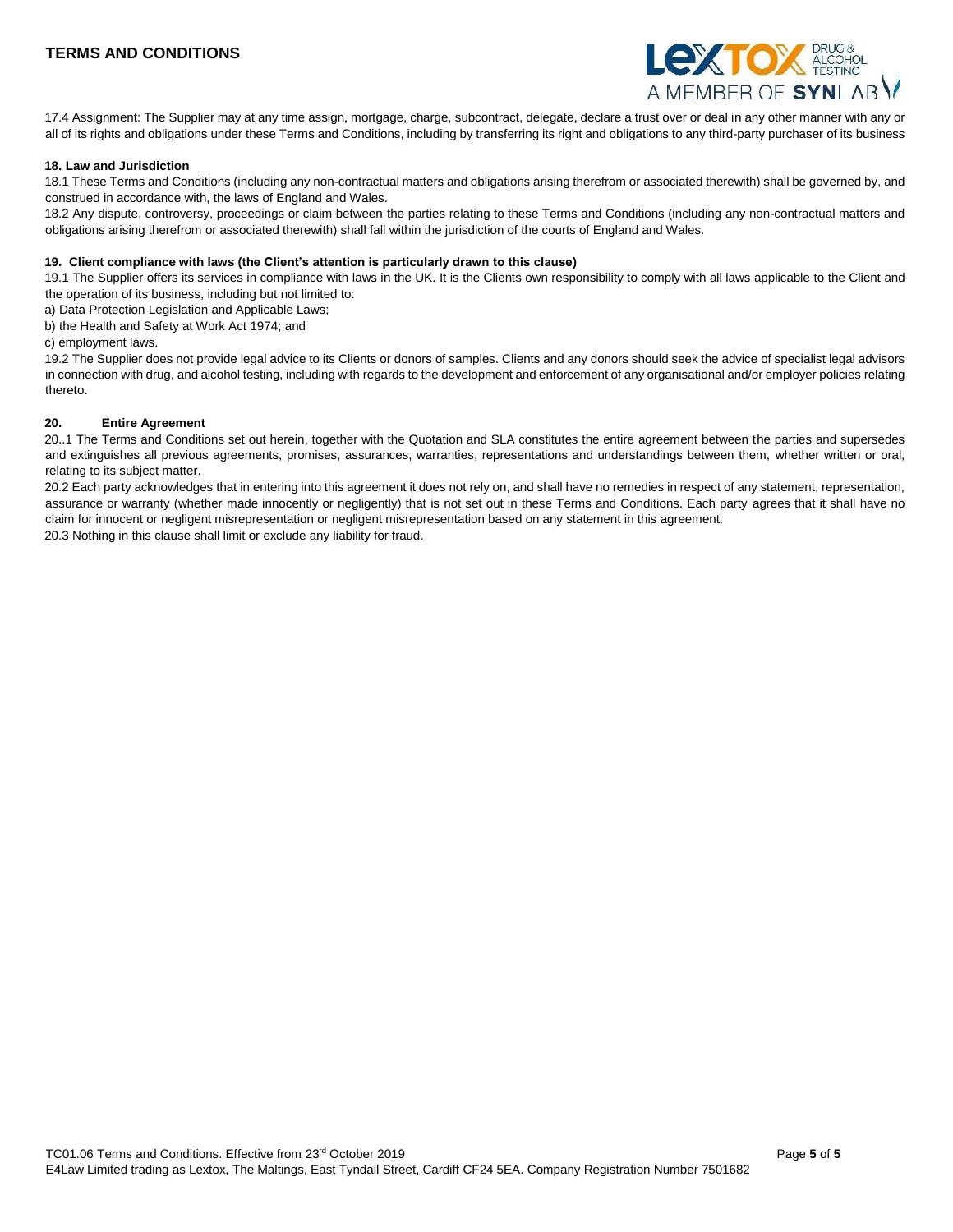17.4 Assignment: The Supplier may at any time assign, mortgage, charge, subcontract, delegate, declare a trust over or deal in any other manner with any or all of its rights and obligations under these Terms and Conditions, including by transferring its right and obligations to any third-party purchaser of its business

**18. Law and Jurisdiction**

18.1 These Terms and Conditions (including any non-contractual matters and obligations arising therefrom or associated therewith) shall be governed by, and construed in accordance with, the laws of England and Wales.

18.2 Any dispute, controversy, proceedings or claim between the parties relating to these Terms and Conditions (including any non-contractual matters and obligations arising therefrom or associated therewith) shall fall within the jurisdiction of the courts of England and Wales.

**19. Client compliance with laws (the Client's attention is particularly drawn to this clause)**

19.1 The Supplier offers its services in compliance with laws in the UK. It is the Clients own responsibility to comply with all laws applicable to the Client and the operation of its business, including but not limited to:

a) Data Protection Legislation and Applicable Laws;

b) the Health and Safety at Work Act 1974; and

c) employment laws.

19.2 The Supplier does not provide legal advice to its Clients or donors of samples. Clients and any donors should seek the advice of specialist legal advisors in connection with drug, and alcohol testing, including with regards to the development and enforcement of any organisational and/or employer policies relating thereto.

**20. Entire Agreement**

20..1 The Terms and Conditions set out herein, together with the Quotation and SLA constitutes the entire agreement between the parties and supersedes and extinguishes all previous agreements, promises, assurances, warranties, representations and understandings between them, whether written or oral, relating to its subject matter.

20.2 Each party acknowledges that in entering into this agreement it does not rely on, and shall have no remedies in respect of any statement, representation, assurance or warranty (whether made innocently or negligently) that is not set out in these Terms and Conditions. Each party agrees that it shall have no claim for innocent or negligent misrepresentation or negligent misrepresentation based on any statement in this agreement.

20.3 Nothing in this clause shall limit or exclude any liability for fraud.